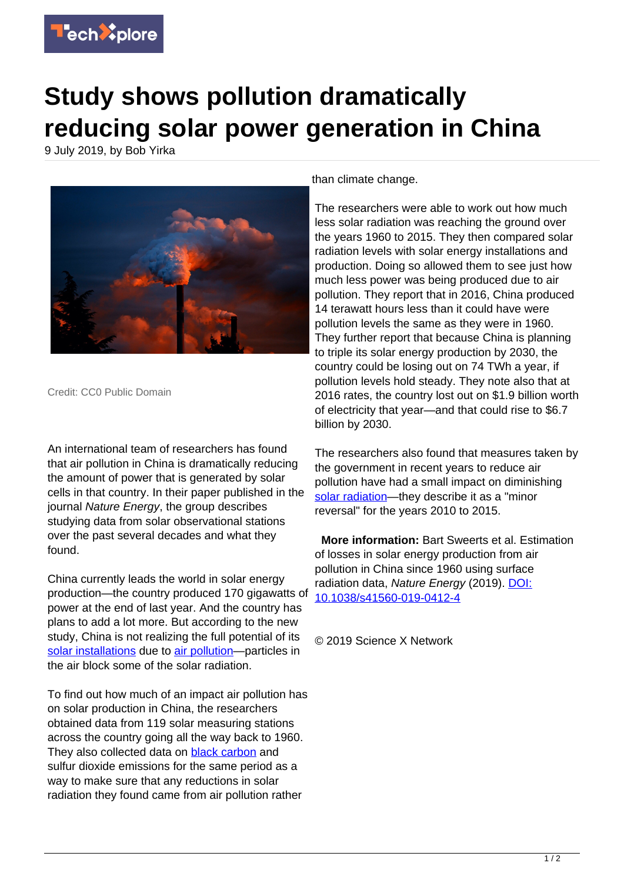# Study shows pollution dramatically reducing solar power generation in China

9 July 2019, by Bob Yirka

Credit: CC0 Public Domain

An international team of researchers has found that air pollution in China is dramatically reducing the amount of power that is generated by solar cells in that country. In their paper published in the journal *Nature Energy*, the group describes studying data from solar observational stations over the past several decades and what they found.

China currently leads the world in solar energy production—the country produced 170 gigawatts of power at the end of last year. And the country has plans to add a lot more. But according to the new study, China is not realizing the full potential of its solar installations due to air pollution—particles in the air block some of the solar radiation.

To find out how much of an impact air pollution has on solar production in China, the researchers obtained data from 119 solar measuring stations across the country going all the way back to 1960. They also collected data on black carbon and sulfur dioxide emissions for the same period as a way to make sure that any reductions in solar radiation they found came from air pollution rather than climate change.

The researchers were able to work out how much less solar radiation was reaching the ground over the years 1960 to 2015. They then compared solar radiation levels with solar energy installations and production. Doing so allowed them to see just how much less power was being produced due to air pollution. They report that in 2016, China produced 14 terawatt hours less than it could have were pollution levels the same as they were in 1960. They further report that because China is planning to triple its solar energy production by 2030, the country could be losing out on 74 TWh a year, if pollution levels hold steady. They note also that at 2016 rates, the country lost out on $1.9 billion worth of electricity that year—and that could rise to $6.7 billion by 2030.

The researchers also found that measures taken by the government in recent years to reduce air pollution have had a small impact on diminishing solar radiation—they describe it as a "minor reversal" for the years 2010 to 2015.

**More information:** Bart Sweerts et al. Estimation of losses in solar energy production from air pollution in China since 1960 using surface radiation data, *Nature Energy* (2019). DOI: 10.1038/s41560-019-0412-4

© 2019 Science X Network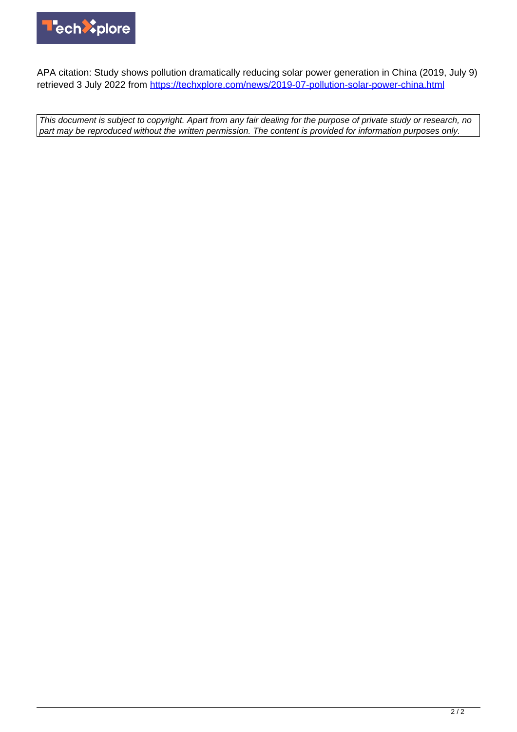APA citation: Study shows pollution dramatically reducing solar power generation in China (2019, July 9) retrieved 3 July 2022 from https://techxplore.com/news/2019-07-pollution-solar-power-china.html

*This document is subject to copyright. Apart from any fair dealing for the purpose of private study or research, no part may be reproduced without the written permission. The content is provided for information purposes only.*